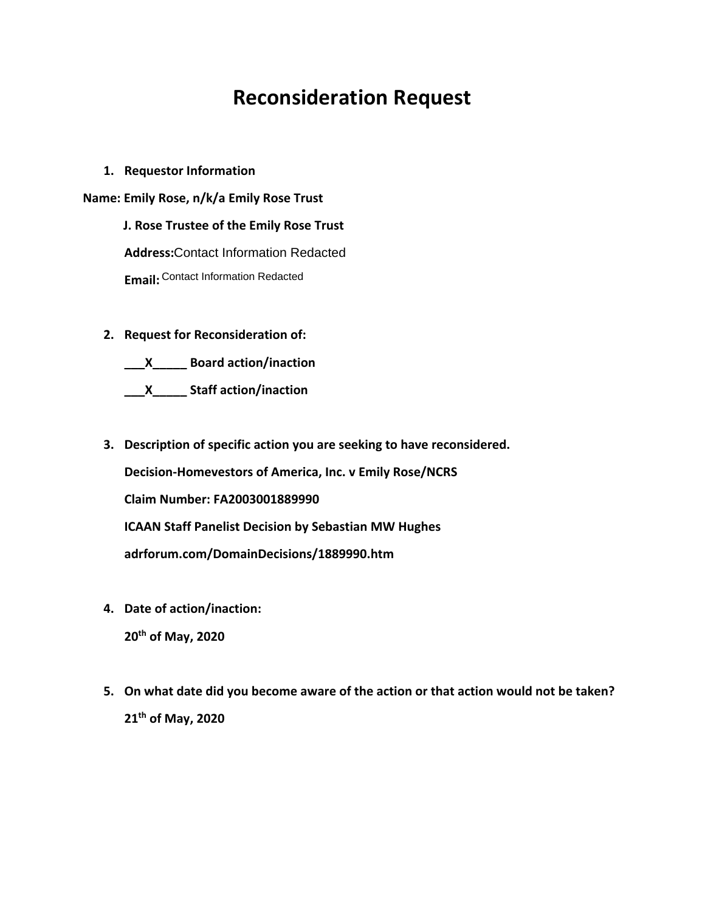# Reconsideration Request

1. **Requestor Information**

**Name: Emily Rose, n/k/a Emily Rose Trust**

**J. Rose Trustee of the Emily Rose Trust**

**Address:**Contact Information Redacted

**Email:** Contact Information Redacted

2. **Request for Reconsideration of:**

**___X_____ Board action/inaction**

**___X_____ Staff action/inaction**

3. **Description of specific action you are seeking to have reconsidered.**

**Decision-Homevestors of America, Inc. v Emily Rose/NCRS**

**Claim Number: FA2003001889990**

**ICAAN Staff Panelist Decision by Sebastian MW Hughes**

**adrforum.com/DomainDecisions/1889990.htm**

4. **Date of action/inaction:**

**20th of May, 2020**

5. **On what date did you become aware of the action or that action would not be taken?**

**21th of May, 2020**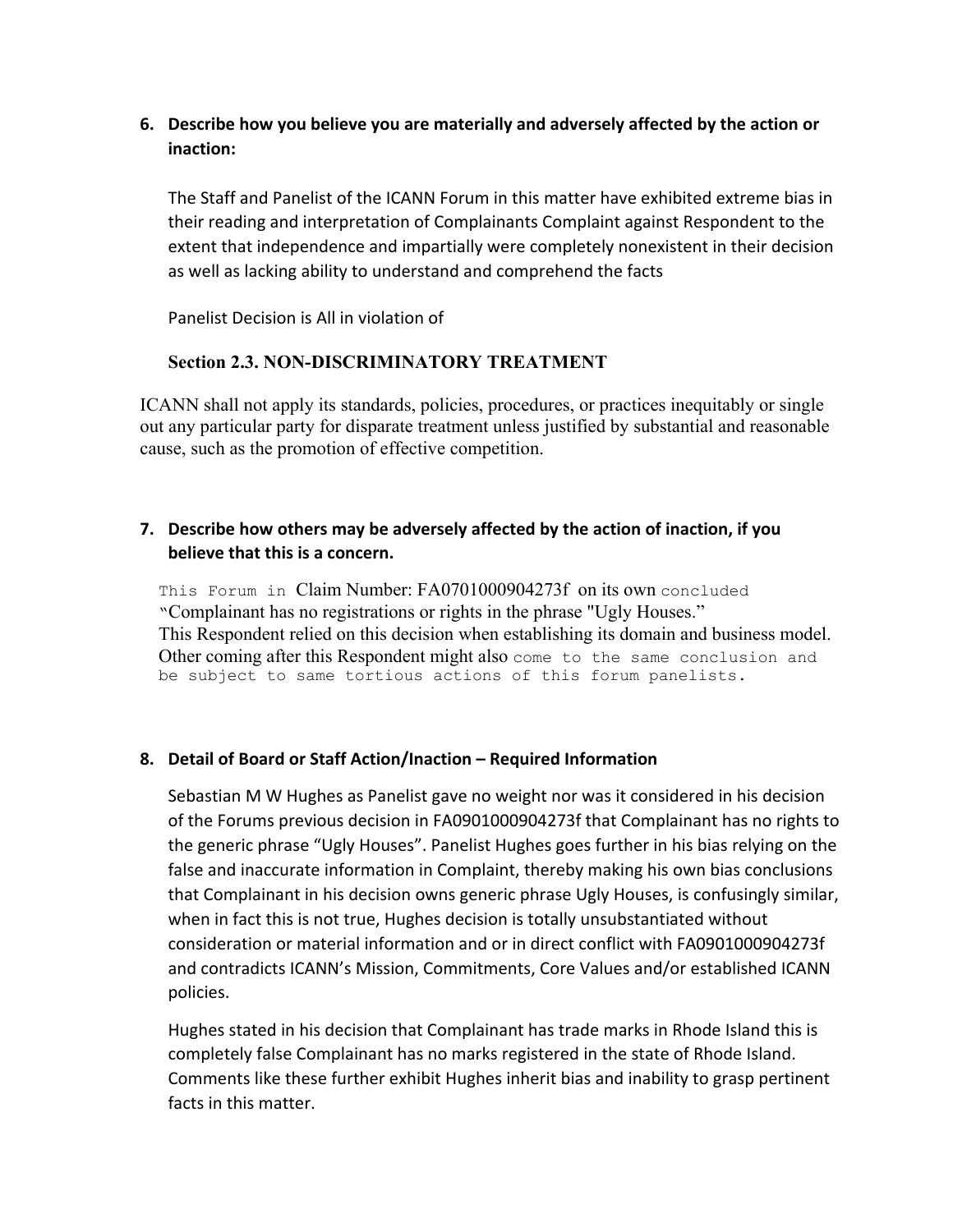6. **Describe how you believe you are materially and adversely affected by the action or inaction:**

   The Staff and Panelist of the ICANN Forum in this matter have exhibited extreme bias in their reading and interpretation of Complainants Complaint against Respondent to the extent that independence and impartially were completely nonexistent in their decision as well as lacking ability to understand and comprehend the facts

   Panelist Decision is All in violation of

   **Section 2.3. NON-DISCRIMINATORY TREATMENT**

ICANN shall not apply its standards, policies, procedures, or practices inequitably or single out any particular party for disparate treatment unless justified by substantial and reasonable cause, such as the promotion of effective competition.

7. **Describe how others may be adversely affected by the action of inaction, if you believe that this is a concern.**

   This Forum in Claim Number: FA0701000904273f on its own concluded "Complainant has no registrations or rights in the phrase "Ugly Houses."
   This Respondent relied on this decision when establishing its domain and business model. Other coming after this Respondent might also come to the same conclusion and be subject to same tortious actions of this forum panelists.

8. **Detail of Board or Staff Action/Inaction – Required Information**

   Sebastian M W Hughes as Panelist gave no weight nor was it considered in his decision of the Forums previous decision in FA0901000904273f that Complainant has no rights to the generic phrase "Ugly Houses". Panelist Hughes goes further in his bias relying on the false and inaccurate information in Complaint, thereby making his own bias conclusions that Complainant in his decision owns generic phrase Ugly Houses, is confusingly similar, when in fact this is not true, Hughes decision is totally unsubstantiated without consideration or material information and or in direct conflict with FA0901000904273f and contradicts ICANN's Mission, Commitments, Core Values and/or established ICANN policies.

   Hughes stated in his decision that Complainant has trade marks in Rhode Island this is completely false Complainant has no marks registered in the state of Rhode Island. Comments like these further exhibit Hughes inherit bias and inability to grasp pertinent facts in this matter.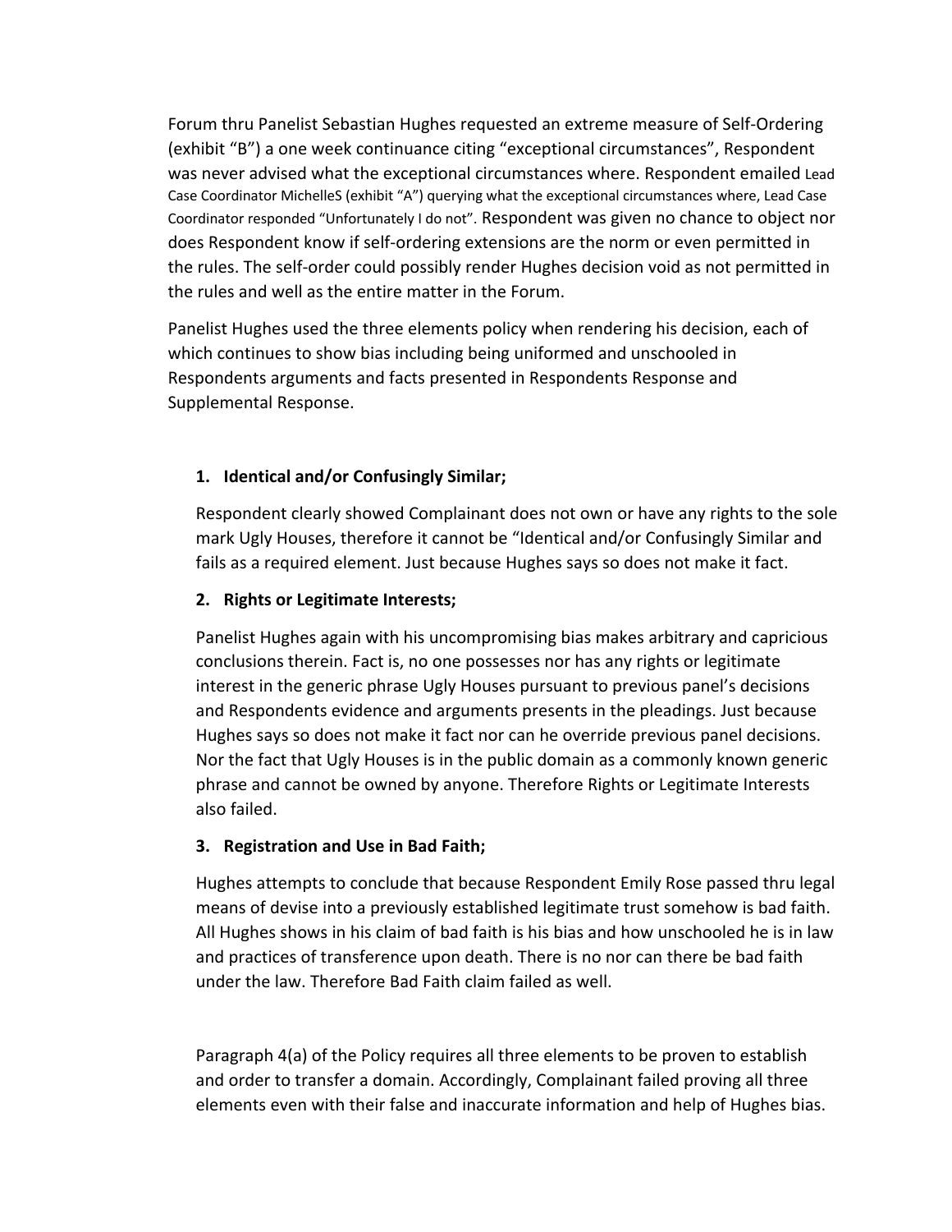Forum thru Panelist Sebastian Hughes requested an extreme measure of Self-Ordering (exhibit "B") a one week continuance citing "exceptional circumstances", Respondent was never advised what the exceptional circumstances where. Respondent emailed Lead Case Coordinator MichelleS (exhibit "A") querying what the exceptional circumstances where, Lead Case Coordinator responded "Unfortunately I do not". Respondent was given no chance to object nor does Respondent know if self-ordering extensions are the norm or even permitted in the rules. The self-order could possibly render Hughes decision void as not permitted in the rules and well as the entire matter in the Forum.

Panelist Hughes used the three elements policy when rendering his decision, each of which continues to show bias including being uniformed and unschooled in Respondents arguments and facts presented in Respondents Response and Supplemental Response.

1. **Identical and/or Confusingly Similar;**

   Respondent clearly showed Complainant does not own or have any rights to the sole mark Ugly Houses, therefore it cannot be "Identical and/or Confusingly Similar and fails as a required element. Just because Hughes says so does not make it fact.

2. **Rights or Legitimate Interests;**

   Panelist Hughes again with his uncompromising bias makes arbitrary and capricious conclusions therein. Fact is, no one possesses nor has any rights or legitimate interest in the generic phrase Ugly Houses pursuant to previous panel's decisions and Respondents evidence and arguments presents in the pleadings. Just because Hughes says so does not make it fact nor can he override previous panel decisions. Nor the fact that Ugly Houses is in the public domain as a commonly known generic phrase and cannot be owned by anyone. Therefore Rights or Legitimate Interests also failed.

3. **Registration and Use in Bad Faith;**

   Hughes attempts to conclude that because Respondent Emily Rose passed thru legal means of devise into a previously established legitimate trust somehow is bad faith. All Hughes shows in his claim of bad faith is his bias and how unschooled he is in law and practices of transference upon death. There is no nor can there be bad faith under the law. Therefore Bad Faith claim failed as well.

Paragraph 4(a) of the Policy requires all three elements to be proven to establish and order to transfer a domain. Accordingly, Complainant failed proving all three elements even with their false and inaccurate information and help of Hughes bias.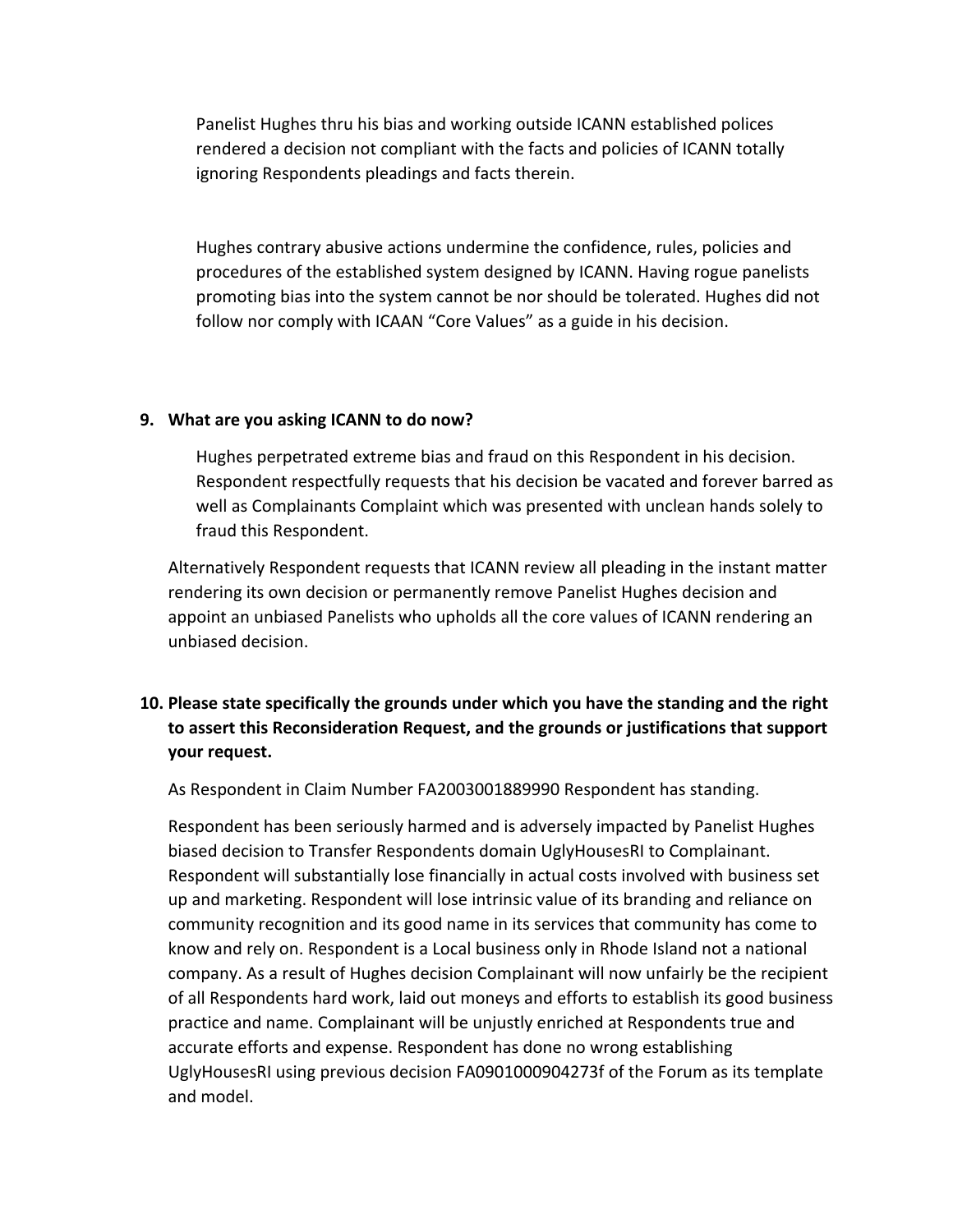Panelist Hughes thru his bias and working outside ICANN established polices rendered a decision not compliant with the facts and policies of ICANN totally ignoring Respondents pleadings and facts therein.

Hughes contrary abusive actions undermine the confidence, rules, policies and procedures of the established system designed by ICANN. Having rogue panelists promoting bias into the system cannot be nor should be tolerated. Hughes did not follow nor comply with ICAAN "Core Values" as a guide in his decision.

**9. What are you asking ICANN to do now?**

Hughes perpetrated extreme bias and fraud on this Respondent in his decision. Respondent respectfully requests that his decision be vacated and forever barred as well as Complainants Complaint which was presented with unclean hands solely to fraud this Respondent.

Alternatively Respondent requests that ICANN review all pleading in the instant matter rendering its own decision or permanently remove Panelist Hughes decision and appoint an unbiased Panelists who upholds all the core values of ICANN rendering an unbiased decision.

**10. Please state specifically the grounds under which you have the standing and the right to assert this Reconsideration Request, and the grounds or justifications that support your request.**

As Respondent in Claim Number FA2003001889990 Respondent has standing.

Respondent has been seriously harmed and is adversely impacted by Panelist Hughes biased decision to Transfer Respondents domain UglyHousesRI to Complainant. Respondent will substantially lose financially in actual costs involved with business set up and marketing. Respondent will lose intrinsic value of its branding and reliance on community recognition and its good name in its services that community has come to know and rely on. Respondent is a Local business only in Rhode Island not a national company. As a result of Hughes decision Complainant will now unfairly be the recipient of all Respondents hard work, laid out moneys and efforts to establish its good business practice and name. Complainant will be unjustly enriched at Respondents true and accurate efforts and expense. Respondent has done no wrong establishing UglyHousesRI using previous decision FA0901000904273f of the Forum as its template and model.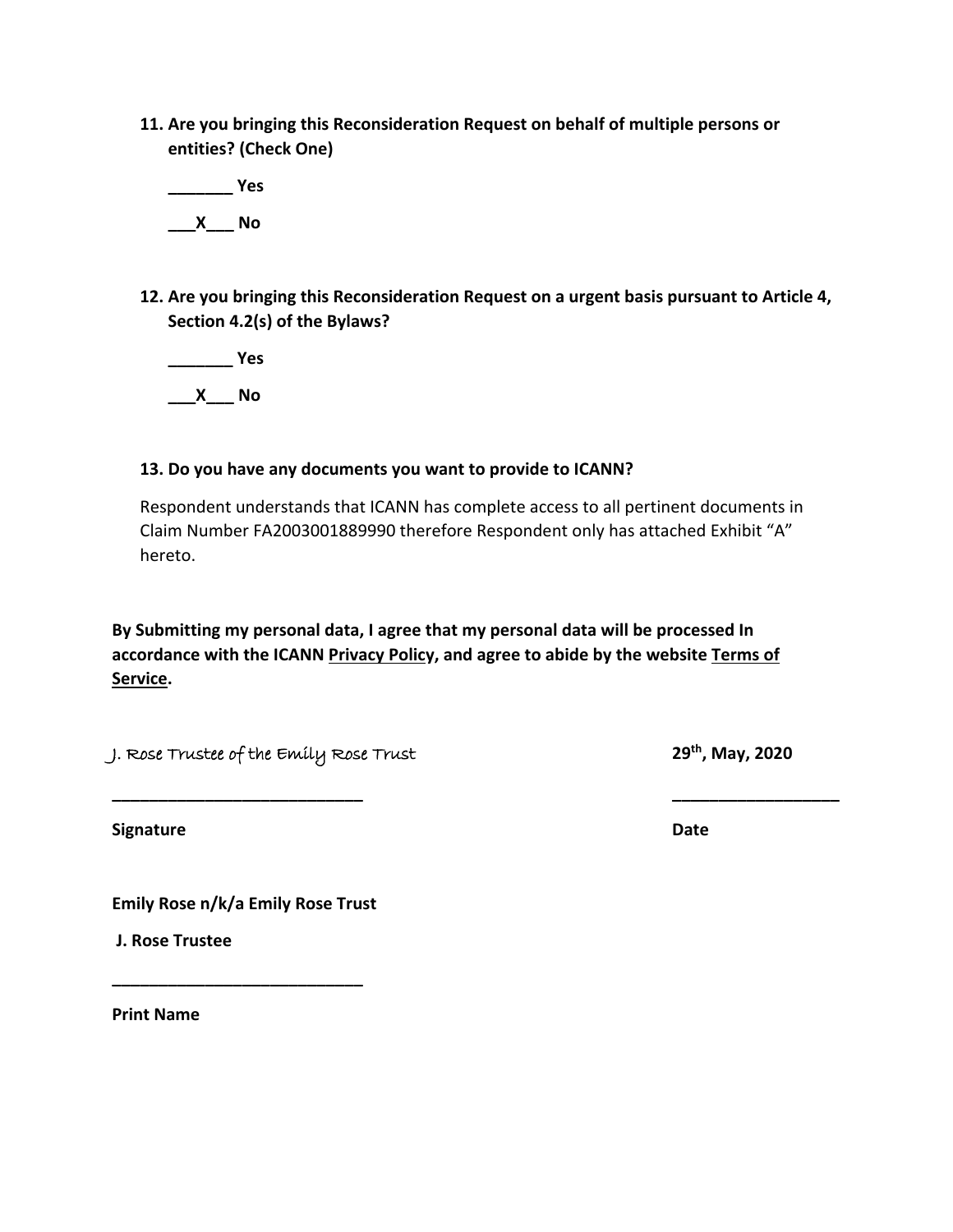**11. Are you bringing this Reconsideration Request on behalf of multiple persons or entities? (Check One)**

**_______ Yes**

**___X___ No**

**12. Are you bringing this Reconsideration Request on a urgent basis pursuant to Article 4, Section 4.2(s) of the Bylaws?**

**_______ Yes**

**___X___ No**

**13. Do you have any documents you want to provide to ICANN?**

Respondent understands that ICANN has complete access to all pertinent documents in Claim Number FA2003001889990 therefore Respondent only has attached Exhibit "A" hereto.

**By Submitting my personal data, I agree that my personal data will be processed In accordance with the ICANN Privacy Policy, and agree to abide by the website Terms of Service.**

J. Rose Trustee of the Emily Rose Trust

____________________________

**Signature**

**29th, May, 2020**

____________________

**Date**

**Emily Rose n/k/a Emily Rose Trust**

**J. Rose Trustee**

____________________________

**Print Name**